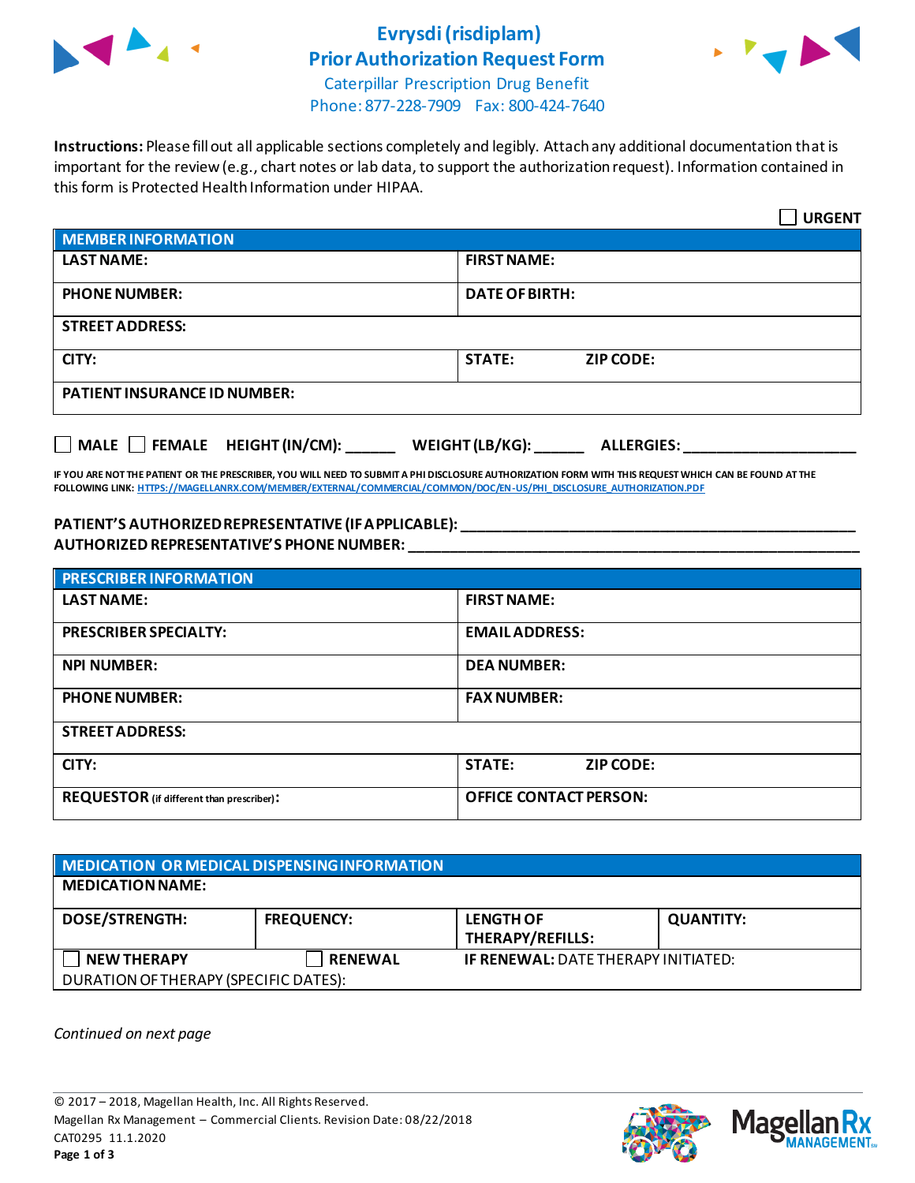# Evrysdi (risdiplam)
# Prior Authorization Request Form

Caterpillar Prescription Drug Benefit
Phone: 877-228-7909 Fax: 800-424-7640

**Instructions:** Please fill out all applicable sections completely and legibly. Attach any additional documentation that is important for the review (e.g., chart notes or lab data, to support the authorization request). Information contained in this form is Protected Health Information under HIPAA.

☐ **URGENT**

| **MEMBER INFORMATION** | | |
|---|---|---|
| **LAST NAME:** | **FIRST NAME:** | |
| **PHONE NUMBER:** | **DATE OF BIRTH:** | |
| **STREET ADDRESS:** | | |
| **CITY:** | **STATE:** | **ZIP CODE:** |
| **PATIENT INSURANCE ID NUMBER:** | | |

☐ **MALE** ☐ **FEMALE** **HEIGHT (IN/CM):** ______ **WEIGHT (LB/KG):** ______ **ALLERGIES:** ____________________

**IF YOU ARE NOT THE PATIENT OR THE PRESCRIBER, YOU WILL NEED TO SUBMIT A PHI DISCLOSURE AUTHORIZATION FORM WITH THIS REQUEST WHICH CAN BE FOUND AT THE FOLLOWING LINK: HTTPS://MAGELLANRX.COM/MEMBER/EXTERNAL/COMMERCIAL/COMMON/DOC/EN-US/PHI_DISCLOSURE_AUTHORIZATION.PDF**

**PATIENT'S AUTHORIZED REPRESENTATIVE (IF APPLICABLE):** ____________________________________________
**AUTHORIZED REPRESENTATIVE'S PHONE NUMBER:** ____________________________________________

| **PRESCRIBER INFORMATION** | | |
|---|---|---|
| **LAST NAME:** | **FIRST NAME:** | |
| **PRESCRIBER SPECIALTY:** | **EMAIL ADDRESS:** | |
| **NPI NUMBER:** | **DEA NUMBER:** | |
| **PHONE NUMBER:** | **FAX NUMBER:** | |
| **STREET ADDRESS:** | | |
| **CITY:** | **STATE:** | **ZIP CODE:** |
| **REQUESTOR** (if different than prescriber)**:** | **OFFICE CONTACT PERSON:** | |

| **MEDICATION OR MEDICAL DISPENSING INFORMATION** | | | |
|---|---|---|---|
| **MEDICATION NAME:** | | | |
| **DOSE/STRENGTH:** | **FREQUENCY:** | **LENGTH OF THERAPY/REFILLS:** | **QUANTITY:** |
| ☐ **NEW THERAPY** | ☐ **RENEWAL** | **IF RENEWAL:** DATE THERAPY INITIATED: | |
| DURATION OF THERAPY (SPECIFIC DATES): | | | |

*Continued on next page*

© 2017 – 2018, Magellan Health, Inc. All Rights Reserved.
Magellan Rx Management – Commercial Clients. Revision Date: 08/22/2018
CAT0295 11.1.2020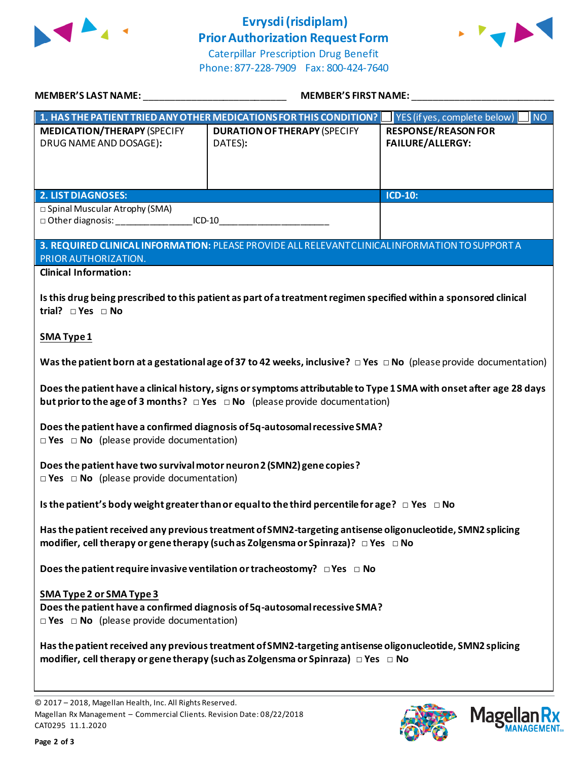# Evrysdi (risdiplam)
## Prior Authorization Request Form

Caterpillar Prescription Drug Benefit
Phone: 877-228-7909 Fax: 800-424-7640

**MEMBER'S LAST NAME:** ___________________________ **MEMBER'S FIRST NAME:** ___________________________

| **1. HAS THE PATIENT TRIED ANY OTHER MEDICATIONS FOR THIS CONDITION?** | | ☐ YES (if yes, complete below) ☐ NO |
|---|---|---|
| **MEDICATION/THERAPY** (SPECIFY DRUG NAME AND DOSAGE): | **DURATION OF THERAPY** (SPECIFY DATES): | **RESPONSE/REASON FOR FAILURE/ALLERGY:** |
| | | |

| **2. LIST DIAGNOSES:** | **ICD-10:** |
|---|---|
| □ Spinal Muscular Atrophy (SMA)<br>□ Other diagnosis: _______________ICD-10_____________________ | |

**3. REQUIRED CLINICAL INFORMATION:** PLEASE PROVIDE ALL RELEVANT CLINICAL INFORMATION TO SUPPORT A PRIOR AUTHORIZATION.

**Clinical Information:**

**Is this drug being prescribed to this patient as part of a treatment regimen specified within a sponsored clinical trial?** □ **Yes** □ **No**

<u>**SMA Type 1**</u>

**Was the patient born at a gestational age of 37 to 42 weeks, inclusive?** □ **Yes** □ **No** (please provide documentation)

**Does the patient have a clinical history, signs or symptoms attributable to Type 1 SMA with onset after age 28 days but prior to the age of 3 months?** □ **Yes** □ **No** (please provide documentation)

**Does the patient have a confirmed diagnosis of 5q-autosomal recessive SMA?**
□ **Yes** □ **No** (please provide documentation)

**Does the patient have two survival motor neuron 2 (SMN2) gene copies?**
□ **Yes** □ **No** (please provide documentation)

**Is the patient's body weight greater than or equal to the third percentile for age?** □ **Yes** □ **No**

**Has the patient received any previous treatment of SMN2-targeting antisense oligonucleotide, SMN2 splicing modifier, cell therapy or gene therapy (such as Zolgensma or Spinraza)?** □ **Yes** □ **No**

**Does the patient require invasive ventilation or tracheostomy?** □ **Yes** □ **No**

<u>**SMA Type 2 or SMA Type 3**</u>
**Does the patient have a confirmed diagnosis of 5q-autosomal recessive SMA?**
□ **Yes** □ **No** (please provide documentation)

**Has the patient received any previous treatment of SMN2-targeting antisense oligonucleotide, SMN2 splicing modifier, cell therapy or gene therapy (such as Zolgensma or Spinraza)** □ **Yes** □ **No**

© 2017 – 2018, Magellan Health, Inc. All Rights Reserved.
Magellan Rx Management – Commercial Clients. Revision Date: 08/22/2018
CAT0295 11.1.2020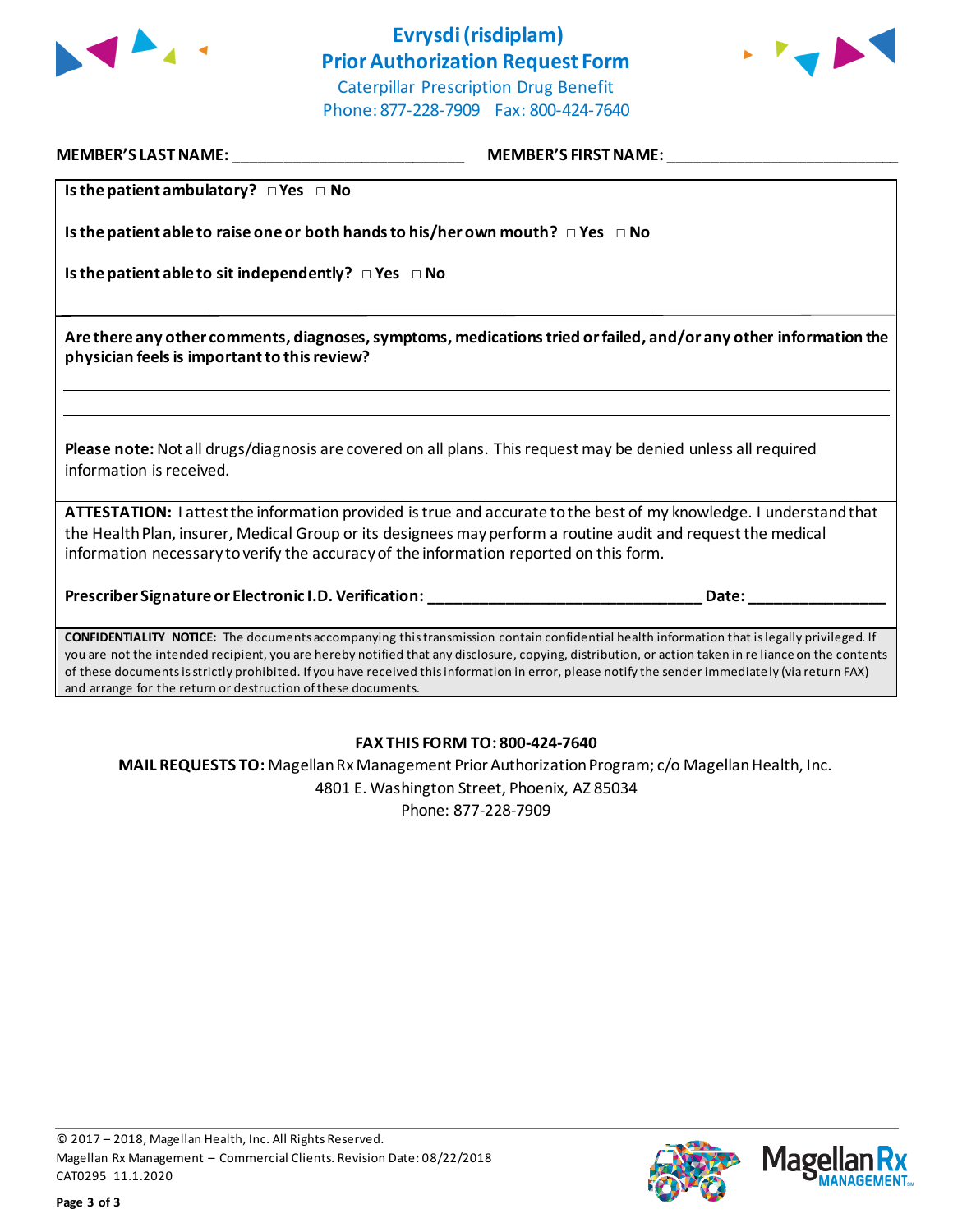# Evrysdi (risdiplam)
## Prior Authorization Request Form

Caterpillar Prescription Drug Benefit
Phone: 877-228-7909 Fax: 800-424-7640

**MEMBER'S LAST NAME:** ___________________________ **MEMBER'S FIRST NAME:** ___________________________

**Is the patient ambulatory?** □ **Yes** □ **No**

**Is the patient able to raise one or both hands to his/her own mouth?** □ **Yes** □ **No**

**Is the patient able to sit independently?** □ **Yes** □ **No**

**Are there any other comments, diagnoses, symptoms, medications tried or failed, and/or any other information the physician feels is important to this review?**

_______________________________________________________________

_______________________________________________________________

**Please note:** Not all drugs/diagnosis are covered on all plans. This request may be denied unless all required information is received.

**ATTESTATION:** I attest the information provided is true and accurate to the best of my knowledge. I understand that the Health Plan, insurer, Medical Group or its designees may perform a routine audit and request the medical information necessary to verify the accuracy of the information reported on this form.

**Prescriber Signature or Electronic I.D. Verification:** ________________________________ **Date:** ________________

**CONFIDENTIALITY NOTICE:** The documents accompanying this transmission contain confidential health information that is legally privileged. If you are not the intended recipient, you are hereby notified that any disclosure, copying, distribution, or action taken in reliance on the contents of these documents is strictly prohibited. If you have received this information in error, please notify the sender immediately (via return FAX) and arrange for the return or destruction of these documents.

**FAX THIS FORM TO: 800-424-7640**

**MAIL REQUESTS TO:** Magellan Rx Management Prior Authorization Program; c/o Magellan Health, Inc.
4801 E. Washington Street, Phoenix, AZ 85034
Phone: 877-228-7909

© 2017 – 2018, Magellan Health, Inc. All Rights Reserved.
Magellan Rx Management – Commercial Clients. Revision Date: 08/22/2018
CAT0295 11.1.2020